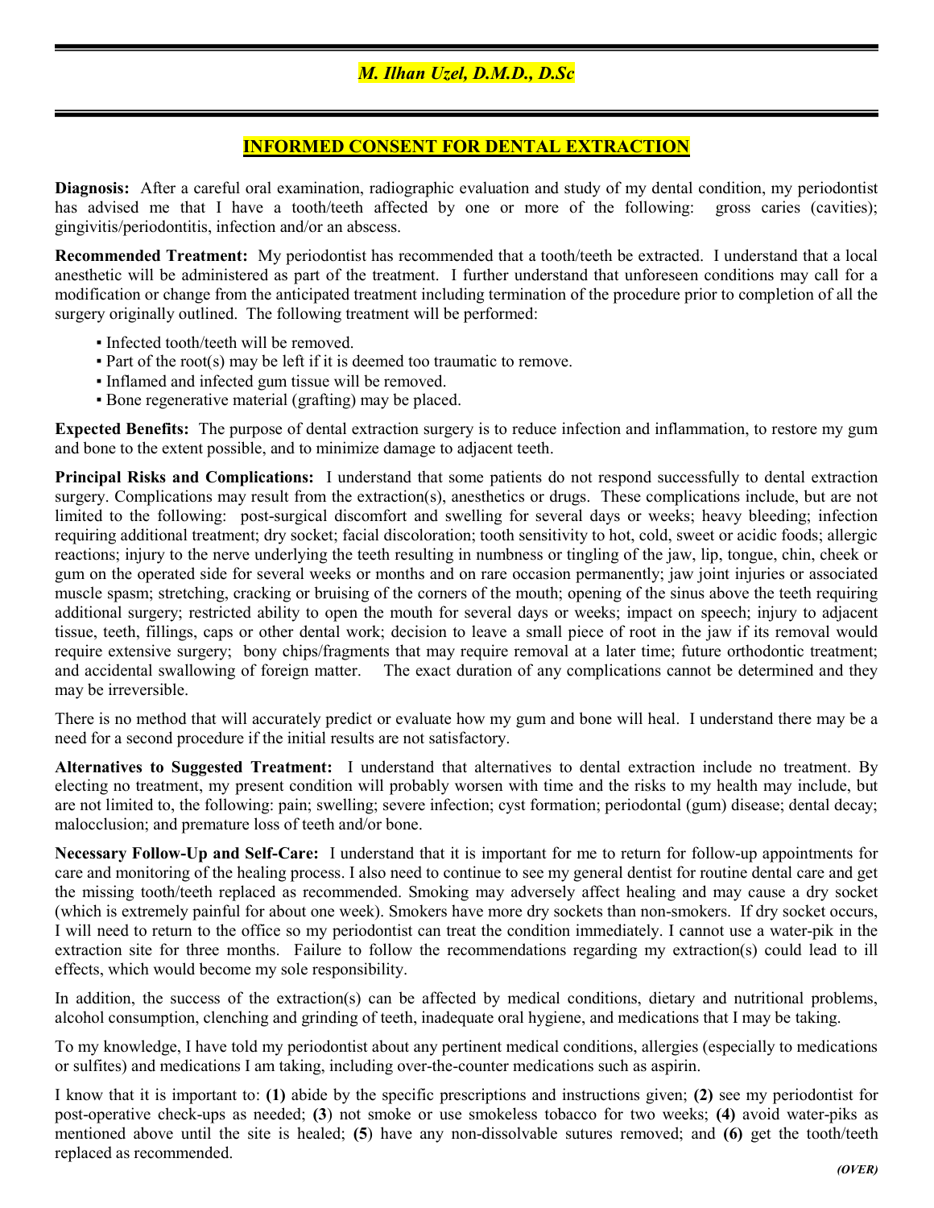# *M. Ilhan Uzel, D.M.D., D.Sc*

## INFORMED CONSENT FOR DENTAL EXTRACTION

**Diagnosis:** After a careful oral examination, radiographic evaluation and study of my dental condition, my periodontist has advised me that I have a tooth/teeth affected by one or more of the following: gross caries (cavities); gingivitis/periodontitis, infection and/or an abscess.

**Recommended Treatment:** My periodontist has recommended that a tooth/teeth be extracted. I understand that a local anesthetic will be administered as part of the treatment. I further understand that unforeseen conditions may call for a modification or change from the anticipated treatment including termination of the procedure prior to completion of all the surgery originally outlined. The following treatment will be performed:

- Infected tooth/teeth will be removed.
- Part of the root(s) may be left if it is deemed too traumatic to remove.
- Inflamed and infected gum tissue will be removed.
- Bone regenerative material (grafting) may be placed.

**Expected Benefits:** The purpose of dental extraction surgery is to reduce infection and inflammation, to restore my gum and bone to the extent possible, and to minimize damage to adjacent teeth.

**Principal Risks and Complications:** I understand that some patients do not respond successfully to dental extraction surgery. Complications may result from the extraction(s), anesthetics or drugs. These complications include, but are not limited to the following: post-surgical discomfort and swelling for several days or weeks; heavy bleeding; infection requiring additional treatment; dry socket; facial discoloration; tooth sensitivity to hot, cold, sweet or acidic foods; allergic reactions; injury to the nerve underlying the teeth resulting in numbness or tingling of the jaw, lip, tongue, chin, cheek or gum on the operated side for several weeks or months and on rare occasion permanently; jaw joint injuries or associated muscle spasm; stretching, cracking or bruising of the corners of the mouth; opening of the sinus above the teeth requiring additional surgery; restricted ability to open the mouth for several days or weeks; impact on speech; injury to adjacent tissue, teeth, fillings, caps or other dental work; decision to leave a small piece of root in the jaw if its removal would require extensive surgery; bony chips/fragments that may require removal at a later time; future orthodontic treatment; and accidental swallowing of foreign matter. The exact duration of any complications cannot be determined and they may be irreversible.

There is no method that will accurately predict or evaluate how my gum and bone will heal. I understand there may be a need for a second procedure if the initial results are not satisfactory.

**Alternatives to Suggested Treatment:** I understand that alternatives to dental extraction include no treatment. By electing no treatment, my present condition will probably worsen with time and the risks to my health may include, but are not limited to, the following: pain; swelling; severe infection; cyst formation; periodontal (gum) disease; dental decay; malocclusion; and premature loss of teeth and/or bone.

**Necessary Follow-Up and Self-Care:** I understand that it is important for me to return for follow-up appointments for care and monitoring of the healing process. I also need to continue to see my general dentist for routine dental care and get the missing tooth/teeth replaced as recommended. Smoking may adversely affect healing and may cause a dry socket (which is extremely painful for about one week). Smokers have more dry sockets than non-smokers. If dry socket occurs, I will need to return to the office so my periodontist can treat the condition immediately. I cannot use a water-pik in the extraction site for three months. Failure to follow the recommendations regarding my extraction(s) could lead to ill effects, which would become my sole responsibility.

In addition, the success of the extraction(s) can be affected by medical conditions, dietary and nutritional problems, alcohol consumption, clenching and grinding of teeth, inadequate oral hygiene, and medications that I may be taking.

To my knowledge, I have told my periodontist about any pertinent medical conditions, allergies (especially to medications or sulfites) and medications I am taking, including over-the-counter medications such as aspirin.

I know that it is important to: **(1)** abide by the specific prescriptions and instructions given; **(2)** see my periodontist for post-operative check-ups as needed; **(3)** not smoke or use smokeless tobacco for two weeks; **(4)** avoid water-piks as mentioned above until the site is healed; **(5)** have any non-dissolvable sutures removed; and **(6)** get the tooth/teeth replaced as recommended.

***(OVER)***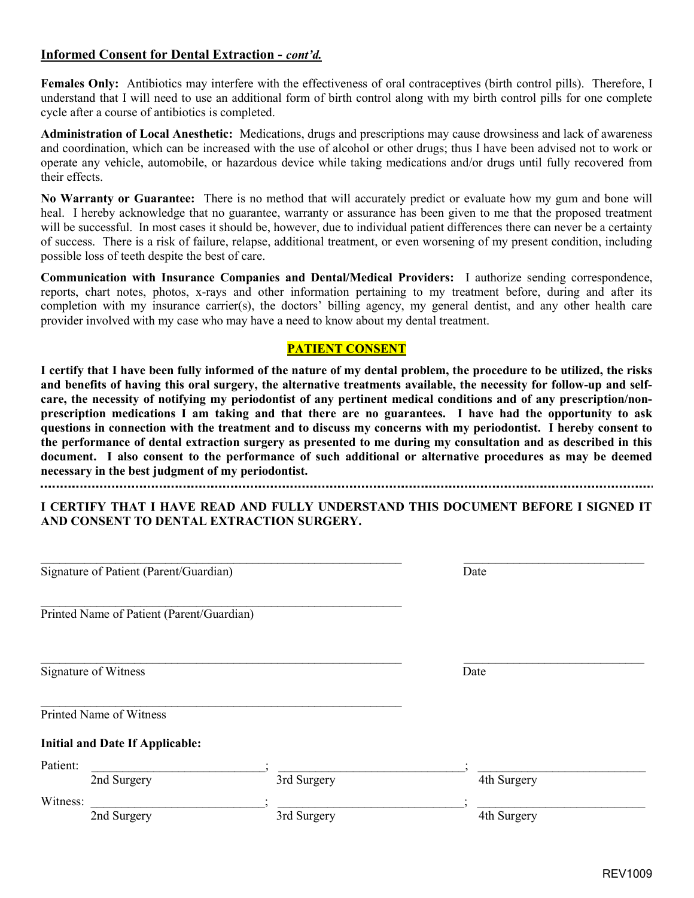**Informed Consent for Dental Extraction - *cont'd.***

**Females Only:** Antibiotics may interfere with the effectiveness of oral contraceptives (birth control pills). Therefore, I understand that I will need to use an additional form of birth control along with my birth control pills for one complete cycle after a course of antibiotics is completed.

**Administration of Local Anesthetic:** Medications, drugs and prescriptions may cause drowsiness and lack of awareness and coordination, which can be increased with the use of alcohol or other drugs; thus I have been advised not to work or operate any vehicle, automobile, or hazardous device while taking medications and/or drugs until fully recovered from their effects.

**No Warranty or Guarantee:** There is no method that will accurately predict or evaluate how my gum and bone will heal. I hereby acknowledge that no guarantee, warranty or assurance has been given to me that the proposed treatment will be successful. In most cases it should be, however, due to individual patient differences there can never be a certainty of success. There is a risk of failure, relapse, additional treatment, or even worsening of my present condition, including possible loss of teeth despite the best of care.

**Communication with Insurance Companies and Dental/Medical Providers:** I authorize sending correspondence, reports, chart notes, photos, x-rays and other information pertaining to my treatment before, during and after its completion with my insurance carrier(s), the doctors' billing agency, my general dentist, and any other health care provider involved with my case who may have a need to know about my dental treatment.

**PATIENT CONSENT**

**I certify that I have been fully informed of the nature of my dental problem, the procedure to be utilized, the risks and benefits of having this oral surgery, the alternative treatments available, the necessity for follow-up and self-care, the necessity of notifying my periodontist of any pertinent medical conditions and of any prescription/non-prescription medications I am taking and that there are no guarantees. I have had the opportunity to ask questions in connection with the treatment and to discuss my concerns with my periodontist. I hereby consent to the performance of dental extraction surgery as presented to me during my consultation and as described in this document. I also consent to the performance of such additional or alternative procedures as may be deemed necessary in the best judgment of my periodontist.**

**I CERTIFY THAT I HAVE READ AND FULLY UNDERSTAND THIS DOCUMENT BEFORE I SIGNED IT AND CONSENT TO DENTAL EXTRACTION SURGERY.**

______________________________________________ ______________________
Signature of Patient (Parent/Guardian) Date

______________________________________________
Printed Name of Patient (Parent/Guardian)

______________________________________________ ______________________
Signature of Witness Date

______________________________________________
Printed Name of Witness

**Initial and Date If Applicable:**

Patient: ____________________; ____________________; ____________________
2nd Surgery 3rd Surgery 4th Surgery

Witness: ____________________; ____________________; ____________________
2nd Surgery 3rd Surgery 4th Surgery

REV1009